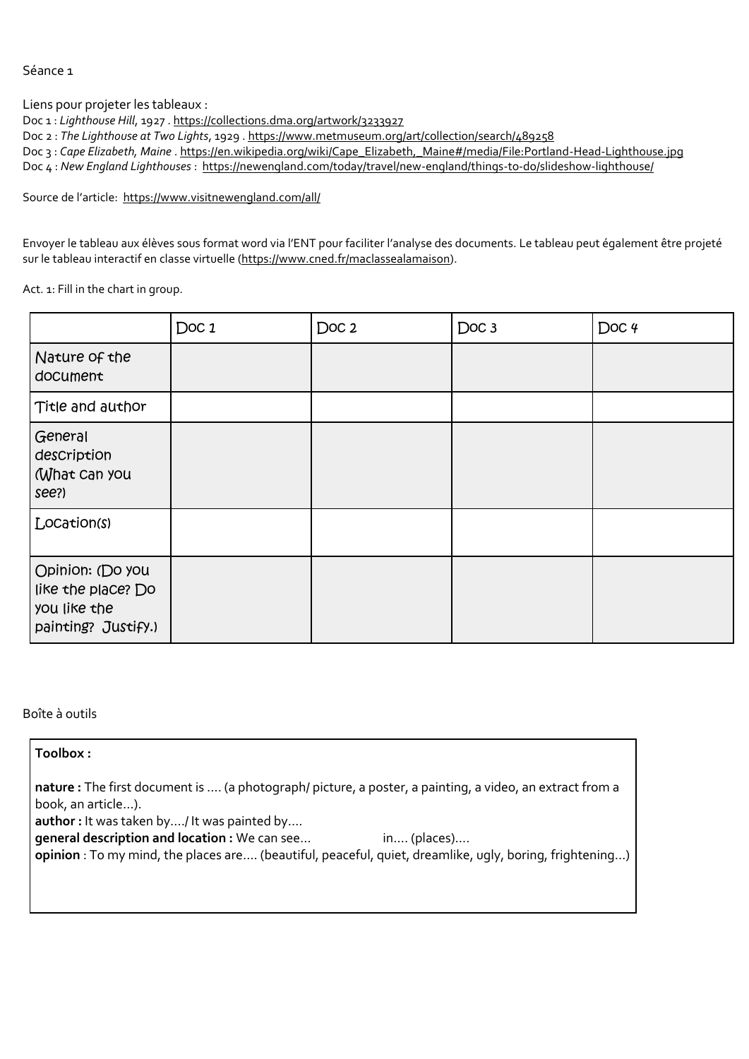Séance 1

Liens pour projeter les tableaux :

Doc 1 : *Lighthouse Hill*, 1927 . https://collections.dma.org/artwork/3233927

Doc 2 : *The Lighthouse at Two Lights*, 1929 . https://www.metmuseum.org/art/collection/search/489258

Doc 3 : *Cape Elizabeth, Maine* . https://en.wikipedia.org/wiki/Cape_Elizabeth,_Maine#/media/File:Portland-Head-Lighthouse.jpg

Doc 4 : *New England Lighthouses* : https://newengland.com/today/travel/new-england/things-to-do/slideshow-lighthouse/

Source de l'article: https://www.visitnewengland.com/all/

Envoyer le tableau aux élèves sous format word via l'ENT pour faciliter l'analyse des documents. Le tableau peut également être projeté sur le tableau interactif en classe virtuelle (https://www.cned.fr/maclassealamaison).

Act. 1: Fill in the chart in group.

| | Doc 1 | Doc 2 | Doc 3 | Doc 4 |
|---|---|---|---|---|
| Nature of the document | | | | |
| Title and author | | | | |
| General description (What can you see?) | | | | |
| Location(s) | | | | |
| Opinion: (Do you like the place? Do you like the painting? Justify.) | | | | |

Boîte à outils

**Toolbox :**

**nature :** The first document is …. (a photograph/ picture, a poster, a painting, a video, an extract from a book, an article…).
**author :** It was taken by…./ It was painted by….
**general description and location :** We can see… in…. (places)….
**opinion** : To my mind, the places are…. (beautiful, peaceful, quiet, dreamlike, ugly, boring, frightening…)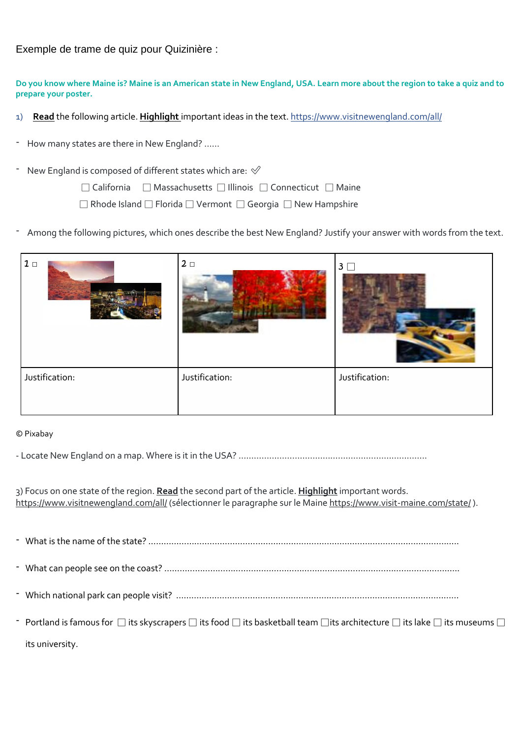Exemple de trame de quiz pour Quizinière :

**Do you know where Maine is? Maine is an American state in New England, USA. Learn more about the region to take a quiz and to prepare your poster.**

1) **Read** the following article. **Highlight** important ideas in the text. https://www.visitnewengland.com/all/

- How many states are there in New England? ......

- New England is composed of different states which are: ✓

  ☐ California ☐ Massachusetts ☐ Illinois ☐ Connecticut ☐ Maine
  ☐ Rhode Island ☐ Florida ☐ Vermont ☐ Georgia ☐ New Hampshire

- Among the following pictures, which ones describe the best New England? Justify your answer with words from the text.

| 1 ☐ | 2 ☐ | 3 ☐ |
| --- | --- | --- |
| Justification: | Justification: | Justification: |

© Pixabay

- Locate New England on a map. Where is it in the USA? .........................................................................

3) Focus on one state of the region. **Read** the second part of the article. **Highlight** important words. https://www.visitnewengland.com/all/ (sélectionner le paragraphe sur le Maine https://www.visit-maine.com/state/ ).

- What is the name of the state? .........................................................................................................................

- What can people see on the coast? ...................................................................................................................

- Which national park can people visit? ..............................................................................................................

- Portland is famous for ☐ its skyscrapers ☐ its food ☐ its basketball team ☐ its architecture ☐ its lake ☐ its museums ☐ its university.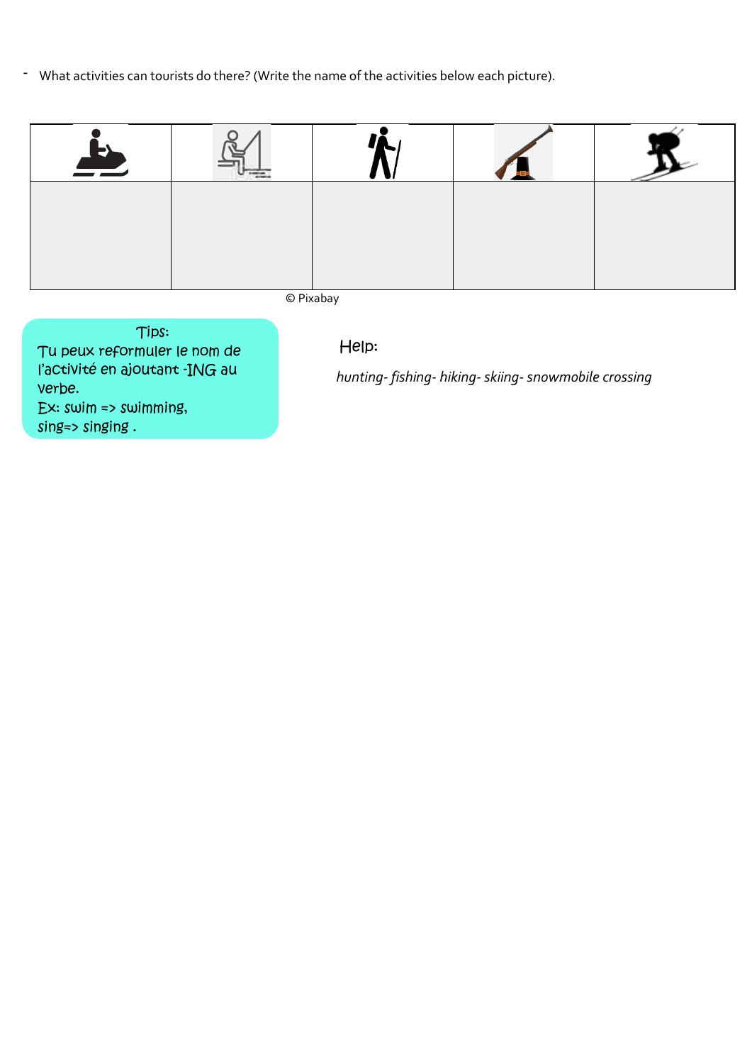- What activities can tourists do there? (Write the name of the activities below each picture).

| | | | | |
|---|---|---|---|---|
| | | | | |
| | | | | |

© Pixabay

Tips:
Tu peux reformuler le nom de l'activité en ajoutant -ING au verbe.
Ex: swim => swimming,
sing=> singing .

Help:

*hunting- fishing- hiking- skiing- snowmobile crossing*